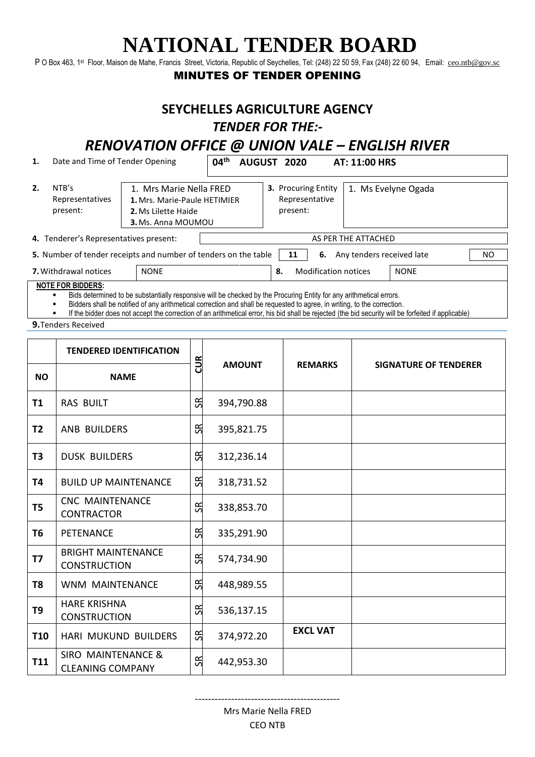# NATIONAL TENDER BOARD

P O Box 463, 1st Floor, Maison de Mahe, Francis Street, Victoria, Republic of Seychelles, Tel: (248) 22 50 59, Fax (248) 22 60 94, Email: ceo.ntb@gov.sc

**MINUTES OF TENDER OPENING**

## SEYCHELLES AGRICULTURE AGENCY

## *TENDER FOR THE:-*

## *RENOVATION OFFICE @ UNION VALE – ENGLISH RIVER*

| | | | | | |
|---|---|---|---|---|---|
| **1.** | Date and Time of Tender Opening | **04th AUGUST 2020** | **AT: 11:00 HRS** | | |
| **2.** | NTB's Representatives present: | 1. Mrs Marie Nella FRED<br>**1.** Mrs. Marie-Paule HETIMIER<br>**2.** Ms Lilette Haide<br>**3.** Ms. Anna MOUMOU | **3.** Procuring Entity Representative present: | 1. Ms Evelyne Ogada | |
| **4.** | Tenderer's Representatives present: | AS PER THE ATTACHED | | | |
| **5.** | Number of tender receipts and number of tenders on the table | 11 | **6.** Any tenders received late | NO | |
| **7.** | Withdrawal notices | NONE | **8.** Modification notices | NONE | |

**NOTE FOR BIDDERS:**

- Bids determined to be substantially responsive will be checked by the Procuring Entity for any arithmetical errors.
- Bidders shall be notified of any arithmetical correction and shall be requested to agree, in writing, to the correction.
- If the bidder does not accept the correction of an arithmetical error, his bid shall be rejected (the bid security will be forfeited if applicable)

**9.** Tenders Received

| | **TENDERED IDENTIFICATION** | **CUR** | **AMOUNT** | **REMARKS** | **SIGNATURE OF TENDERER** |
|---|---|---|---|---|---|
| **NO** | **NAME** | | | | |
| **T1** | RAS BUILT | SR | 394,790.88 | | |
| **T2** | ANB BUILDERS | SR | 395,821.75 | | |
| **T3** | DUSK BUILDERS | SR | 312,236.14 | | |
| **T4** | BUILD UP MAINTENANCE | SR | 318,731.52 | | |
| **T5** | CNC MAINTENANCE CONTRACTOR | SR | 338,853.70 | | |
| **T6** | PETENANCE | SR | 335,291.90 | | |
| **T7** | BRIGHT MAINTENANCE CONSTRUCTION | SR | 574,734.90 | | |
| **T8** | WNM MAINTENANCE | SR | 448,989.55 | | |
| **T9** | HARE KRISHNA CONSTRUCTION | SR | 536,137.15 | | |
| **T10** | HARI MUKUND BUILDERS | SR | 374,972.20 | **EXCL VAT** | |
| **T11** | SIRO MAINTENANCE & CLEANING COMPANY | SR | 442,953.30 | | |

--------------------------------------------

Mrs Marie Nella FRED

CEO NTB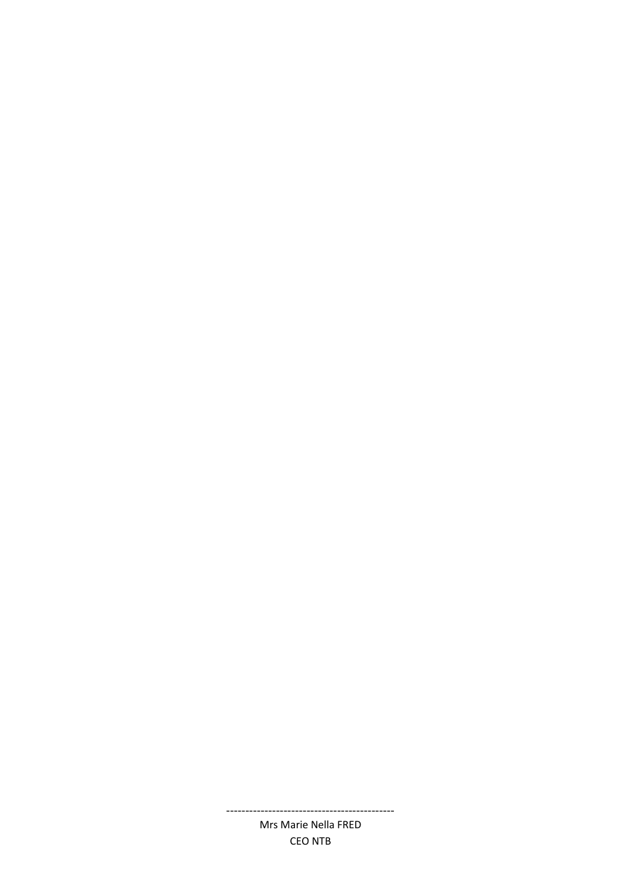--------------------------------------------

Mrs Marie Nella FRED

CEO NTB